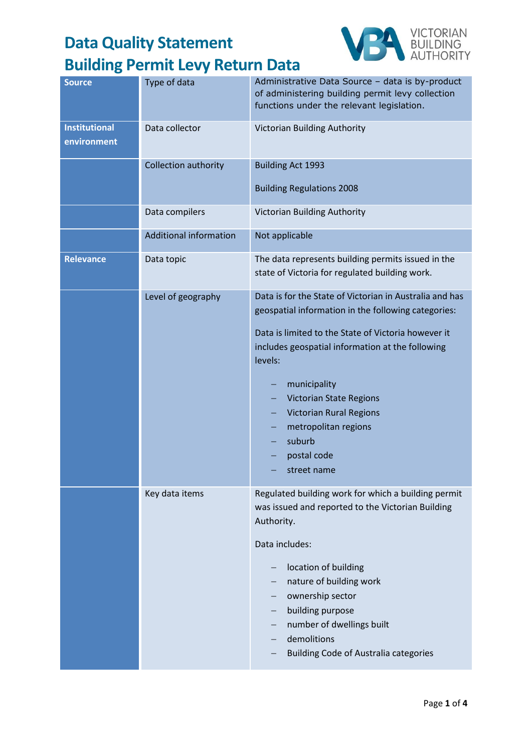# Data Quality Statement
# Building Permit Levy Return Data

| | | |
|---|---|---|
| **Source** | Type of data | Administrative Data Source – data is by-product of administering building permit levy collection functions under the relevant legislation. |
| **Institutional environment** | Data collector | Victorian Building Authority |
| | Collection authority | Building Act 1993<br><br>Building Regulations 2008 |
| | Data compilers | Victorian Building Authority |
| | Additional information | Not applicable |
| **Relevance** | Data topic | The data represents building permits issued in the state of Victoria for regulated building work. |
| | Level of geography | Data is for the State of Victorian in Australia and has geospatial information in the following categories:<br><br>Data is limited to the State of Victoria however it includes geospatial information at the following levels:<br><br>– municipality<br>– Victorian State Regions<br>– Victorian Rural Regions<br>– metropolitan regions<br>– suburb<br>– postal code<br>– street name |
| | Key data items | Regulated building work for which a building permit was issued and reported to the Victorian Building Authority.<br><br>Data includes:<br><br>– location of building<br>– nature of building work<br>– ownership sector<br>– building purpose<br>– number of dwellings built<br>– demolitions<br>– Building Code of Australia categories |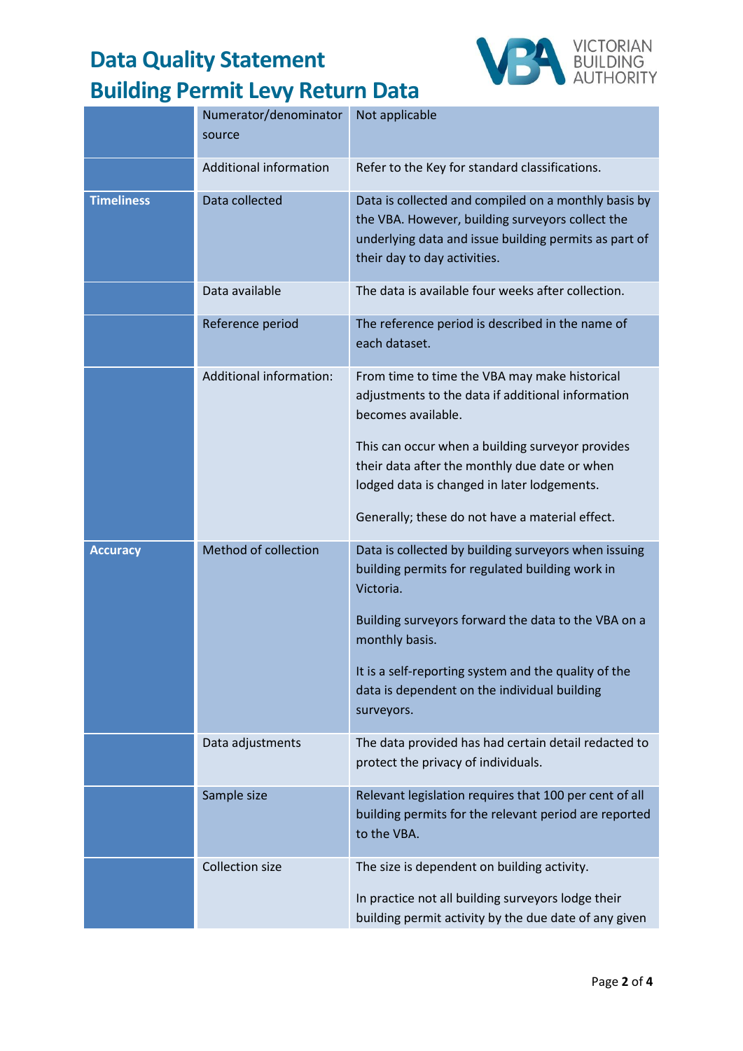# Data Quality Statement
# Building Permit Levy Return Data

| | | |
|---|---|---|
| | Numerator/denominator source | Not applicable |
| | Additional information | Refer to the Key for standard classifications. |
| **Timeliness** | Data collected | Data is collected and compiled on a monthly basis by the VBA. However, building surveyors collect the underlying data and issue building permits as part of their day to day activities. |
| | Data available | The data is available four weeks after collection. |
| | Reference period | The reference period is described in the name of each dataset. |
| | Additional information: | From time to time the VBA may make historical adjustments to the data if additional information becomes available.<br><br>This can occur when a building surveyor provides their data after the monthly due date or when lodged data is changed in later lodgements.<br><br>Generally; these do not have a material effect. |
| **Accuracy** | Method of collection | Data is collected by building surveyors when issuing building permits for regulated building work in Victoria.<br><br>Building surveyors forward the data to the VBA on a monthly basis.<br><br>It is a self-reporting system and the quality of the data is dependent on the individual building surveyors. |
| | Data adjustments | The data provided has had certain detail redacted to protect the privacy of individuals. |
| | Sample size | Relevant legislation requires that 100 per cent of all building permits for the relevant period are reported to the VBA. |
| | Collection size | The size is dependent on building activity.<br><br>In practice not all building surveyors lodge their building permit activity by the due date of any given |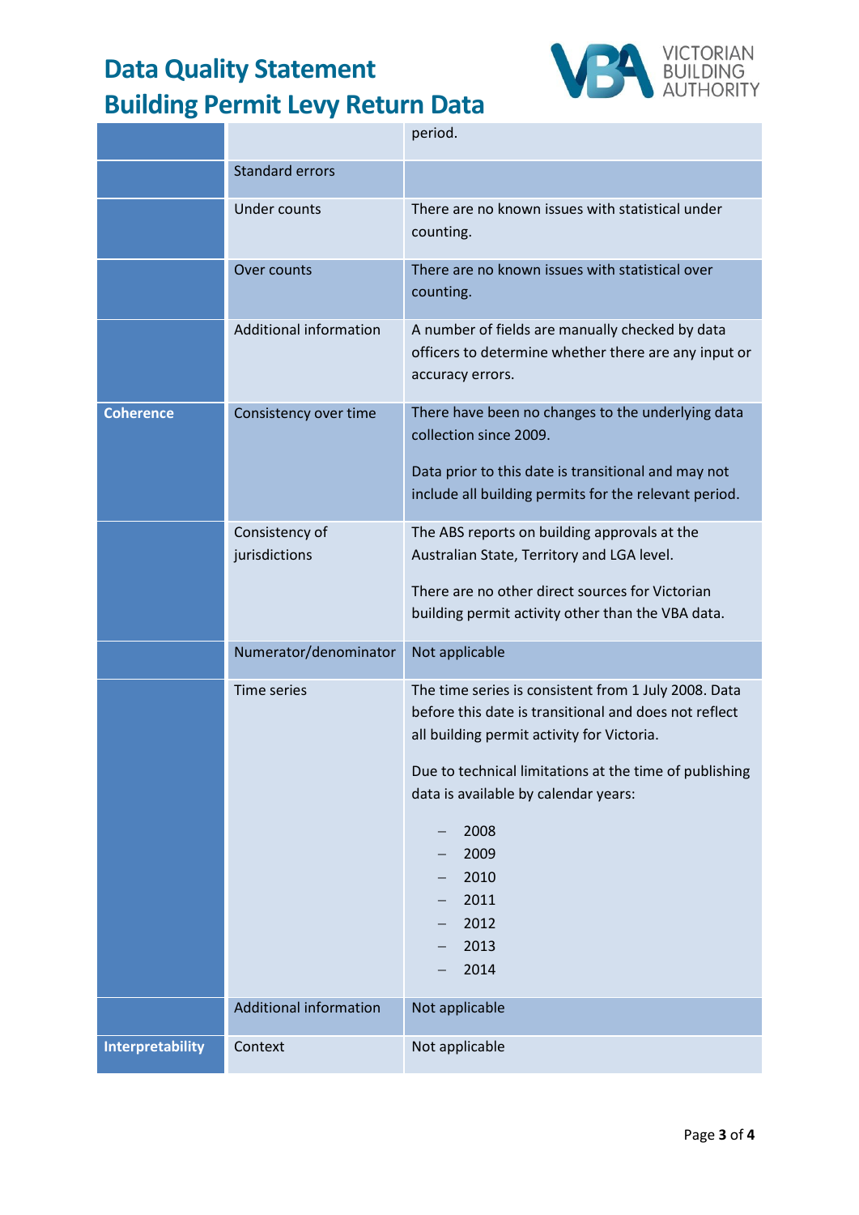| | | |
|---|---|---|
| | | period. |
| | Standard errors | |
| | Under counts | There are no known issues with statistical under counting. |
| | Over counts | There are no known issues with statistical over counting. |
| | Additional information | A number of fields are manually checked by data officers to determine whether there are any input or accuracy errors. |
| **Coherence** | Consistency over time | There have been no changes to the underlying data collection since 2009.<br><br>Data prior to this date is transitional and may not include all building permits for the relevant period. |
| | Consistency of jurisdictions | The ABS reports on building approvals at the Australian State, Territory and LGA level.<br><br>There are no other direct sources for Victorian building permit activity other than the VBA data. |
| | Numerator/denominator | Not applicable |
| | Time series | The time series is consistent from 1 July 2008. Data before this date is transitional and does not reflect all building permit activity for Victoria.<br><br>Due to technical limitations at the time of publishing data is available by calendar years:<br><br>– 2008<br>– 2009<br>– 2010<br>– 2011<br>– 2012<br>– 2013<br>– 2014 |
| | Additional information | Not applicable |
| **Interpretability** | Context | Not applicable |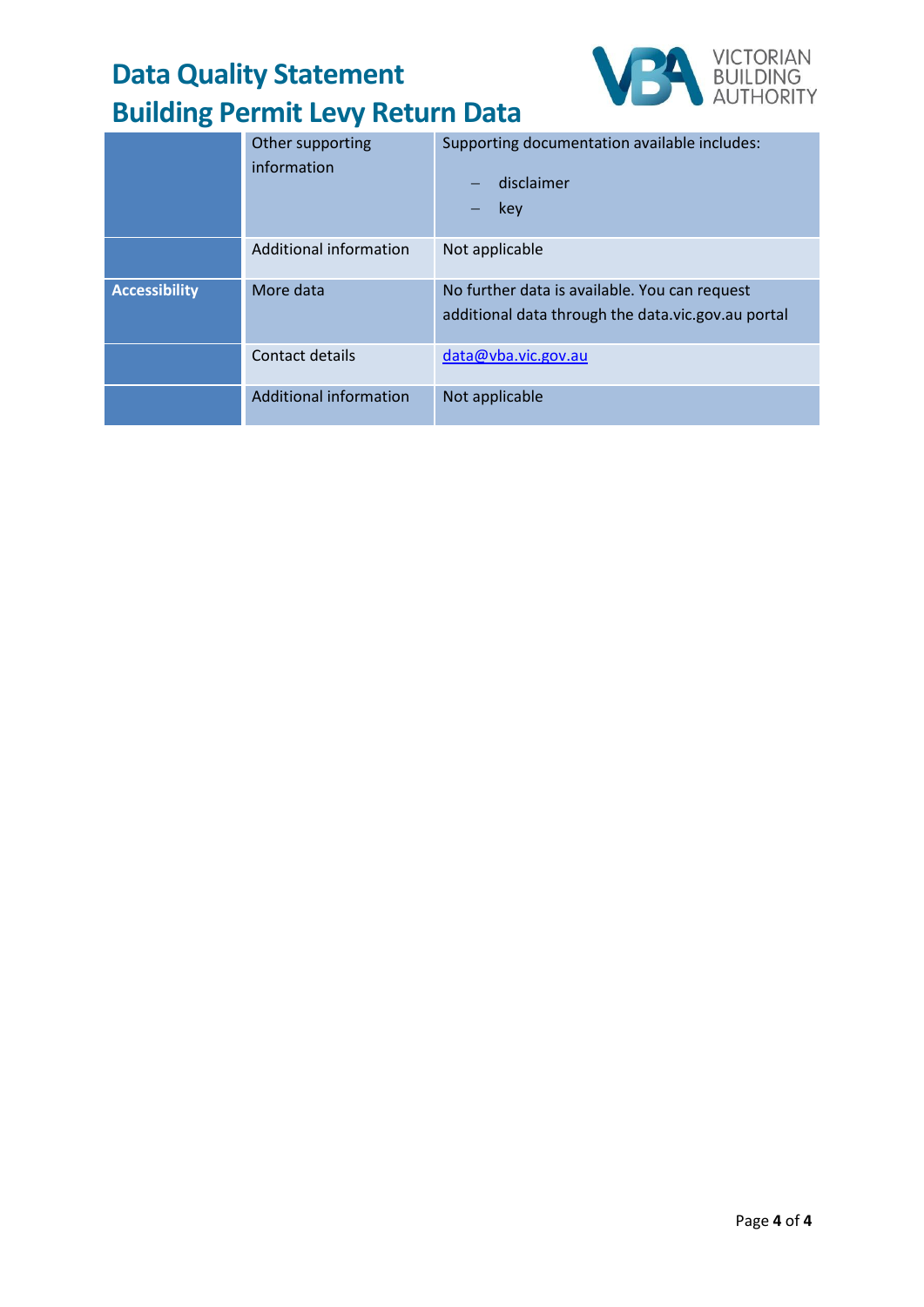| | | |
|---|---|---|
| | Other supporting information | Supporting documentation available includes:<br>– disclaimer<br>– key |
| | Additional information | Not applicable |
| **Accessibility** | More data | No further data is available. You can request additional data through the data.vic.gov.au portal |
| | Contact details | data@vba.vic.gov.au |
| | Additional information | Not applicable |